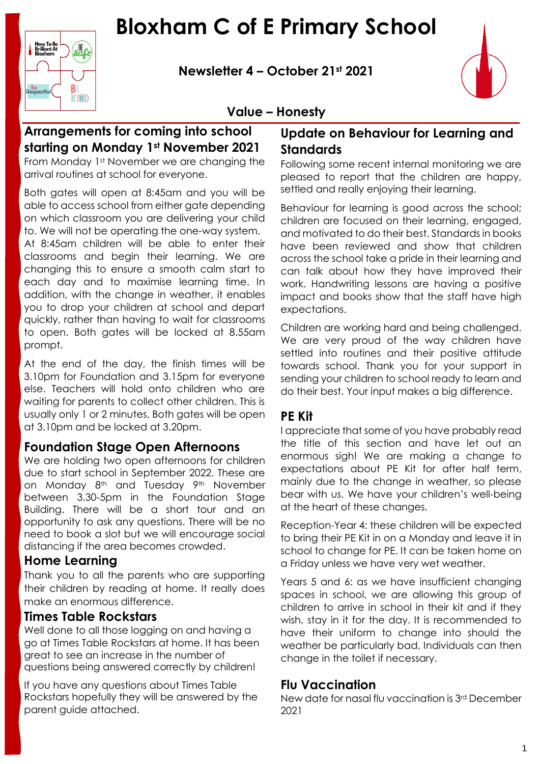# Bloxham C of E Primary School

**Newsletter 4 – October 21st 2021**

**Value – Honesty**

## Arrangements for coming into school starting on Monday 1st November 2021

From Monday 1st November we are changing the arrival routines at school for everyone.

Both gates will open at 8:45am and you will be able to access school from either gate depending on which classroom you are delivering your child to. We will not be operating the one-way system. At 8:45am children will be able to enter their classrooms and begin their learning. We are changing this to ensure a smooth calm start to each day and to maximise learning time. In addition, with the change in weather, it enables you to drop your children at school and depart quickly, rather than having to wait for classrooms to open. Both gates will be locked at 8.55am prompt.

At the end of the day, the finish times will be 3.10pm for Foundation and 3.15pm for everyone else. Teachers will hold onto children who are waiting for parents to collect other children. This is usually only 1 or 2 minutes. Both gates will be open at 3.10pm and be locked at 3.20pm.

## Foundation Stage Open Afternoons

We are holding two open afternoons for children due to start school in September 2022. These are on Monday 8th and Tuesday 9th November between 3.30-5pm in the Foundation Stage Building. There will be a short tour and an opportunity to ask any questions. There will be no need to book a slot but we will encourage social distancing if the area becomes crowded.

## Home Learning

Thank you to all the parents who are supporting their children by reading at home. It really does make an enormous difference.

## Times Table Rockstars

Well done to all those logging on and having a go at Times Table Rockstars at home. It has been great to see an increase in the number of questions being answered correctly by children!

If you have any questions about Times Table Rockstars hopefully they will be answered by the parent guide attached.

## Update on Behaviour for Learning and Standards

Following some recent internal monitoring we are pleased to report that the children are happy, settled and really enjoying their learning.

Behaviour for learning is good across the school; children are focused on their learning, engaged, and motivated to do their best. Standards in books have been reviewed and show that children across the school take a pride in their learning and can talk about how they have improved their work. Handwriting lessons are having a positive impact and books show that the staff have high expectations.

Children are working hard and being challenged. We are very proud of the way children have settled into routines and their positive attitude towards school. Thank you for your support in sending your children to school ready to learn and do their best. Your input makes a big difference.

## PE Kit

I appreciate that some of you have probably read the title of this section and have let out an enormous sigh! We are making a change to expectations about PE Kit for after half term, mainly due to the change in weather, so please bear with us. We have your children's well-being at the heart of these changes.

Reception-Year 4: these children will be expected to bring their PE Kit in on a Monday and leave it in school to change for PE. It can be taken home on a Friday unless we have very wet weather.

Years 5 and 6: as we have insufficient changing spaces in school, we are allowing this group of children to arrive in school in their kit and if they wish, stay in it for the day. It is recommended to have their uniform to change into should the weather be particularly bad, Individuals can then change in the toilet if necessary.

## Flu Vaccination

New date for nasal flu vaccination is 3rd December 2021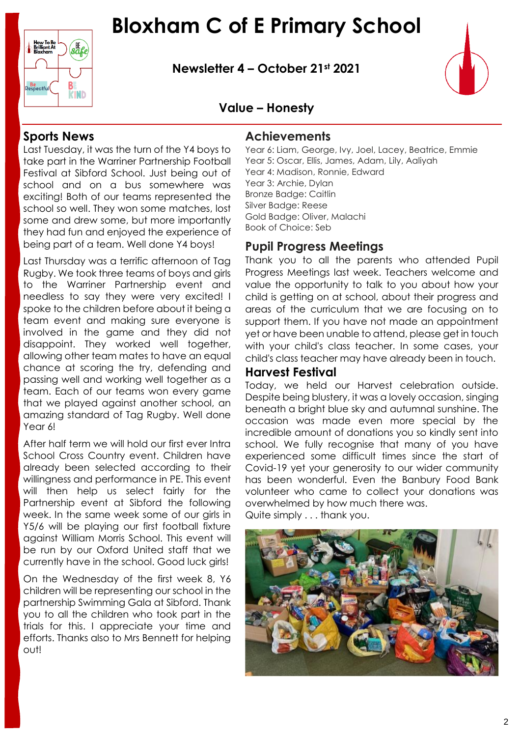# Bloxham C of E Primary School

**Newsletter 4 – October 21st 2021**

**Value – Honesty**

## Sports News

Last Tuesday, it was the turn of the Y4 boys to take part in the Warriner Partnership Football Festival at Sibford School. Just being out of school and on a bus somewhere was exciting! Both of our teams represented the school so well. They won some matches, lost some and drew some, but more importantly they had fun and enjoyed the experience of being part of a team. Well done Y4 boys!

Last Thursday was a terrific afternoon of Tag Rugby. We took three teams of boys and girls to the Warriner Partnership event and needless to say they were very excited! I spoke to the children before about it being a team event and making sure everyone is involved in the game and they did not disappoint. They worked well together, allowing other team mates to have an equal chance at scoring the try, defending and passing well and working well together as a team. Each of our teams won every game that we played against another school, an amazing standard of Tag Rugby. Well done Year 6!

After half term we will hold our first ever Intra School Cross Country event. Children have already been selected according to their willingness and performance in PE. This event will then help us select fairly for the Partnership event at Sibford the following week. In the same week some of our girls in Y5/6 will be playing our first football fixture against William Morris School. This event will be run by our Oxford United staff that we currently have in the school. Good luck girls!

On the Wednesday of the first week 8, Y6 children will be representing our school in the partnership Swimming Gala at Sibford. Thank you to all the children who took part in the trials for this. I appreciate your time and efforts. Thanks also to Mrs Bennett for helping out!

## Achievements

Year 6: Liam, George, Ivy, Joel, Lacey, Beatrice, Emmie
Year 5: Oscar, Ellis, James, Adam, Lily, Aaliyah
Year 4: Madison, Ronnie, Edward
Year 3: Archie, Dylan
Bronze Badge: Caitlin
Silver Badge: Reese
Gold Badge: Oliver, Malachi
Book of Choice: Seb

## Pupil Progress Meetings

Thank you to all the parents who attended Pupil Progress Meetings last week. Teachers welcome and value the opportunity to talk to you about how your child is getting on at school, about their progress and areas of the curriculum that we are focusing on to support them. If you have not made an appointment yet or have been unable to attend, please get in touch with your child's class teacher. In some cases, your child's class teacher may have already been in touch.

## Harvest Festival

Today, we held our Harvest celebration outside. Despite being blustery, it was a lovely occasion, singing beneath a bright blue sky and autumnal sunshine. The occasion was made even more special by the incredible amount of donations you so kindly sent into school. We fully recognise that many of you have experienced some difficult times since the start of Covid-19 yet your generosity to our wider community has been wonderful. Even the Banbury Food Bank volunteer who came to collect your donations was overwhelmed by how much there was.

Quite simply . . . thank you.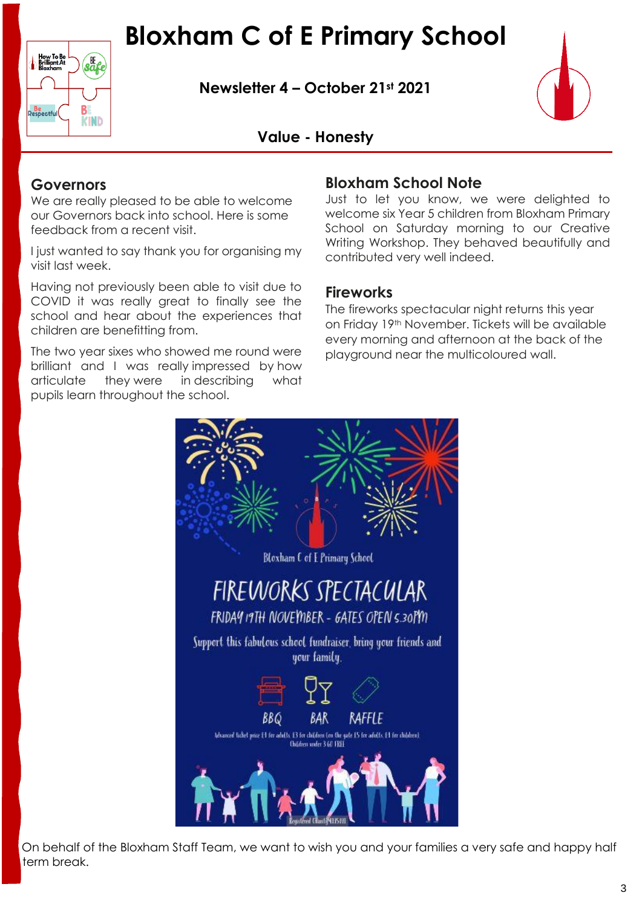# Bloxham C of E Primary School

**Newsletter 4 – October 21st 2021**

**Value - Honesty**

## Governors

We are really pleased to be able to welcome our Governors back into school. Here is some feedback from a recent visit.

I just wanted to say thank you for organising my visit last week.

Having not previously been able to visit due to COVID it was really great to finally see the school and hear about the experiences that children are benefitting from.

The two year sixes who showed me round were brilliant and I was really impressed by how articulate they were in describing what pupils learn throughout the school.

## Bloxham School Note

Just to let you know, we were delighted to welcome six Year 5 children from Bloxham Primary School on Saturday morning to our Creative Writing Workshop. They behaved beautifully and contributed very well indeed.

## Fireworks

The fireworks spectacular night returns this year on Friday 19th November. Tickets will be available every morning and afternoon at the back of the playground near the multicoloured wall.

Bloxham C of E Primary School

FIREWORKS SPECTACULAR

FRIDAY 19TH NOVEMBER - GATES OPEN 5.30PM

Support this fabulous school fundraiser, bring your friends and your family.

BBQ BAR RAFFLE

Advanced ticket price £4 for adults, £3 for children (on the gate £5 for adults, £4 for children). Children under 3 GO FREE

Registered Charity 1135211

On behalf of the Bloxham Staff Team, we want to wish you and your families a very safe and happy half term break.